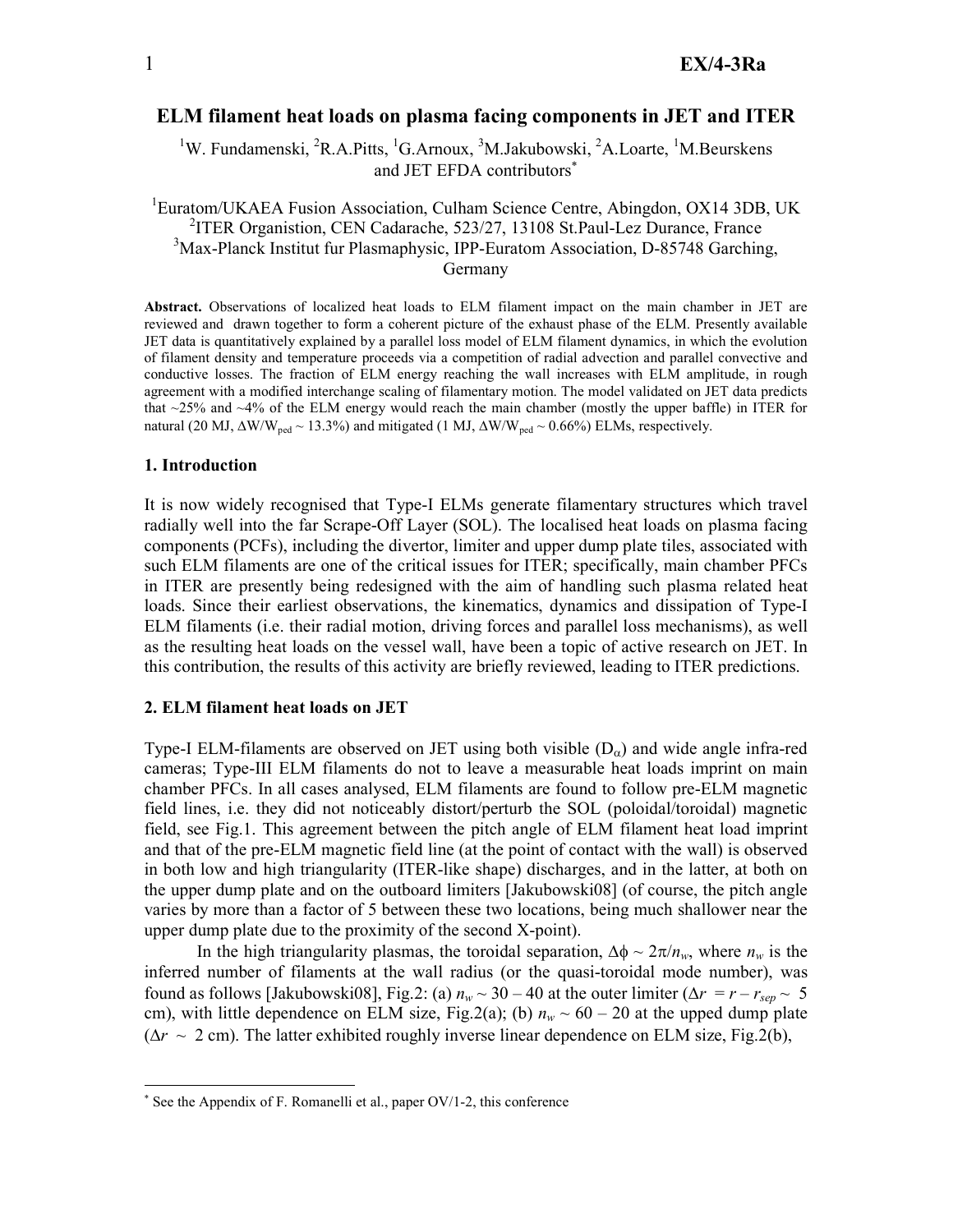# ELM filament heat loads on plasma facing components in JET and ITER

[1]W. Fundamenski, [2]R.A.Pitts, [1]G.Arnoux, [3]M.Jakubowski, [2]A.Loarte, [1]M.Beurskens and JET EFDA contributors*

[1]Euratom/UKAEA Fusion Association, Culham Science Centre, Abingdon, OX14 3DB, UK
[2]ITER Organistion, CEN Cadarache, 523/27, 13108 St.Paul-Lez Durance, France
[3]Max-Planck Institut fur Plasmaphysic, IPP-Euratom Association, D-85748 Garching, Germany

**Abstract.** Observations of localized heat loads to ELM filament impact on the main chamber in JET are reviewed and drawn together to form a coherent picture of the exhaust phase of the ELM. Presently available JET data is quantitatively explained by a parallel loss model of ELM filament dynamics, in which the evolution of filament density and temperature proceeds via a competition of radial advection and parallel convective and conductive losses. The fraction of ELM energy reaching the wall increases with ELM amplitude, in rough agreement with a modified interchange scaling of filamentary motion. The model validated on JET data predicts that ~25% and ~4% of the ELM energy would reach the main chamber (mostly the upper baffle) in ITER for natural (20 MJ, $\Delta W/W_{ped} \sim 13.3\%$) and mitigated (1 MJ, $\Delta W/W_{ped} \sim 0.66\%$) ELMs, respectively.

## 1. Introduction

It is now widely recognised that Type-I ELMs generate filamentary structures which travel radially well into the far Scrape-Off Layer (SOL). The localised heat loads on plasma facing components (PCFs), including the divertor, limiter and upper dump plate tiles, associated with such ELM filaments are one of the critical issues for ITER; specifically, main chamber PFCs in ITER are presently being redesigned with the aim of handling such plasma related heat loads. Since their earliest observations, the kinematics, dynamics and dissipation of Type-I ELM filaments (i.e. their radial motion, driving forces and parallel loss mechanisms), as well as the resulting heat loads on the vessel wall, have been a topic of active research on JET. In this contribution, the results of this activity are briefly reviewed, leading to ITER predictions.

## 2. ELM filament heat loads on JET

Type-I ELM-filaments are observed on JET using both visible ($D_\alpha$) and wide angle infra-red cameras; Type-III ELM filaments do not to leave a measurable heat loads imprint on main chamber PFCs. In all cases analysed, ELM filaments are found to follow pre-ELM magnetic field lines, i.e. they did not noticeably distort/perturb the SOL (poloidal/toroidal) magnetic field, see Fig.1. This agreement between the pitch angle of ELM filament heat load imprint and that of the pre-ELM magnetic field line (at the point of contact with the wall) is observed in both low and high triangularity (ITER-like shape) discharges, and in the latter, at both on the upper dump plate and on the outboard limiters [Jakubowski08] (of course, the pitch angle varies by more than a factor of 5 between these two locations, being much shallower near the upper dump plate due to the proximity of the second X-point).

In the high triangularity plasmas, the toroidal separation, $\Delta\phi \sim 2\pi/n_w$, where $n_w$ is the inferred number of filaments at the wall radius (or the quasi-toroidal mode number), was found as follows [Jakubowski08], Fig.2: (a) $n_w \sim 30 - 40$ at the outer limiter ($\Delta r = r - r_{sep} \sim 5$ cm), with little dependence on ELM size, Fig.2(a); (b) $n_w \sim 60 - 20$ at the upped dump plate ($\Delta r \sim 2$ cm). The latter exhibited roughly inverse linear dependence on ELM size, Fig.2(b),

* See the Appendix of F. Romanelli et al., paper OV/1-2, this conference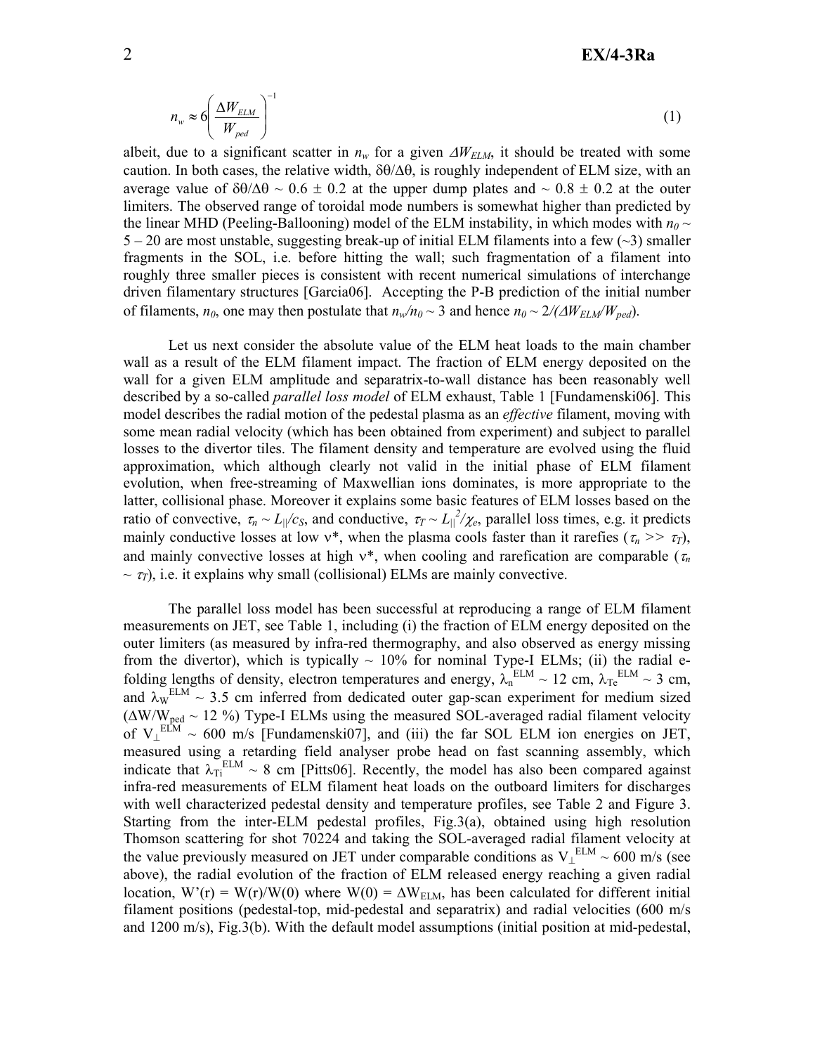$$n_w \approx 6\left(\frac{\Delta W_{ELM}}{W_{ped}}\right)^{-1} \tag{1}$$

albeit, due to a significant scatter in $n_w$ for a given $\Delta W_{ELM}$, it should be treated with some caution. In both cases, the relative width, $\delta\theta/\Delta\theta$, is roughly independent of ELM size, with an average value of $\delta\theta/\Delta\theta \sim 0.6 \pm 0.2$ at the upper dump plates and $\sim 0.8 \pm 0.2$ at the outer limiters. The observed range of toroidal mode numbers is somewhat higher than predicted by the linear MHD (Peeling-Ballooning) model of the ELM instability, in which modes with $n_0 \sim 5 - 20$ are most unstable, suggesting break-up of initial ELM filaments into a few (~3) smaller fragments in the SOL, i.e. before hitting the wall; such fragmentation of a filament into roughly three smaller pieces is consistent with recent numerical simulations of interchange driven filamentary structures [Garcia06]. Accepting the P-B prediction of the initial number of filaments, $n_0$, one may then postulate that $n_w/n_0 \sim 3$ and hence $n_0 \sim 2/(\Delta W_{ELM}/W_{ped})$.

Let us next consider the absolute value of the ELM heat loads to the main chamber wall as a result of the ELM filament impact. The fraction of ELM energy deposited on the wall for a given ELM amplitude and separatrix-to-wall distance has been reasonably well described by a so-called *parallel loss model* of ELM exhaust, Table 1 [Fundamenski06]. This model describes the radial motion of the pedestal plasma as an *effective* filament, moving with some mean radial velocity (which has been obtained from experiment) and subject to parallel losses to the divertor tiles. The filament density and temperature are evolved using the fluid approximation, which although clearly not valid in the initial phase of ELM filament evolution, when free-streaming of Maxwellian ions dominates, is more appropriate to the latter, collisional phase. Moreover it explains some basic features of ELM losses based on the ratio of convective, $\tau_n \sim L_{||}/c_S$, and conductive, $\tau_T \sim L_{||}^2/\chi_e$, parallel loss times, e.g. it predicts mainly conductive losses at low $\nu^*$, when the plasma cools faster than it rarefies ($\tau_n >> \tau_T$), and mainly convective losses at high $\nu^*$, when cooling and rarefication are comparable ($\tau_n \sim \tau_T$), i.e. it explains why small (collisional) ELMs are mainly convective.

The parallel loss model has been successful at reproducing a range of ELM filament measurements on JET, see Table 1, including (i) the fraction of ELM energy deposited on the outer limiters (as measured by infra-red thermography, and also observed as energy missing from the divertor), which is typically ~ 10% for nominal Type-I ELMs; (ii) the radial e-folding lengths of density, electron temperatures and energy, $\lambda_n^{ELM} \sim 12$ cm, $\lambda_{Te}^{ELM} \sim 3$ cm, and $\lambda_W^{ELM} \sim 3.5$ cm inferred from dedicated outer gap-scan experiment for medium sized ($\Delta W/W_{ped} \sim 12$ %) Type-I ELMs using the measured SOL-averaged radial filament velocity of $V_\perp^{ELM} \sim 600$ m/s [Fundamenski07], and (iii) the far SOL ELM ion energies on JET, measured using a retarding field analyser probe head on fast scanning assembly, which indicate that $\lambda_{Ti}^{ELM} \sim 8$ cm [Pitts06]. Recently, the model has also been compared against infra-red measurements of ELM filament heat loads on the outboard limiters for discharges with well characterized pedestal density and temperature profiles, see Table 2 and Figure 3. Starting from the inter-ELM pedestal profiles, Fig.3(a), obtained using high resolution Thomson scattering for shot 70224 and taking the SOL-averaged radial filament velocity at the value previously measured on JET under comparable conditions as $V_\perp^{ELM} \sim 600$ m/s (see above), the radial evolution of the fraction of ELM released energy reaching a given radial location, $W'(r) = W(r)/W(0)$ where $W(0) = \Delta W_{ELM}$, has been calculated for different initial filament positions (pedestal-top, mid-pedestal and separatrix) and radial velocities (600 m/s and 1200 m/s), Fig.3(b). With the default model assumptions (initial position at mid-pedestal,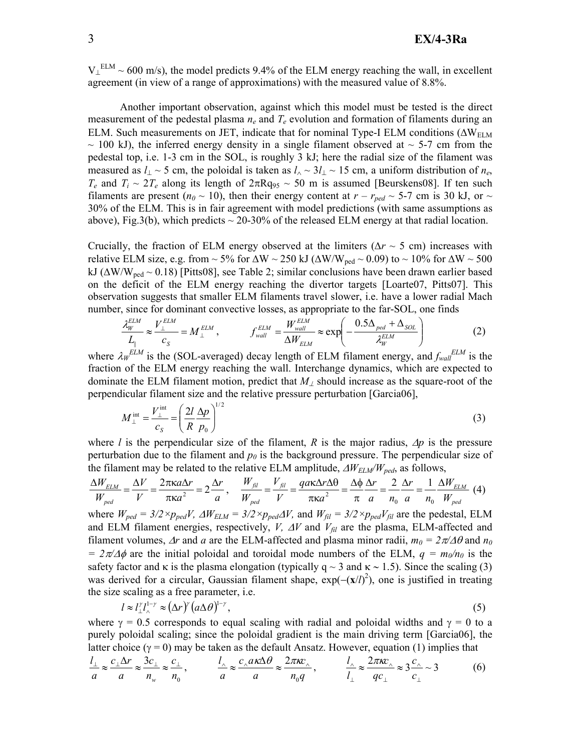$V_{\perp}^{ELM} \sim 600$ m/s), the model predicts 9.4% of the ELM energy reaching the wall, in excellent agreement (in view of a range of approximations) with the measured value of 8.8%.

Another important observation, against which this model must be tested is the direct measurement of the pedestal plasma $n_e$ and $T_e$ evolution and formation of filaments during an ELM. Such measurements on JET, indicate that for nominal Type-I ELM conditions ($\Delta W_{ELM} \sim 100$ kJ), the inferred energy density in a single filament observed at ~ 5-7 cm from the pedestal top, i.e. 1-3 cm in the SOL, is roughly 3 kJ; here the radial size of the filament was measured as $l_{\perp} \sim 5$ cm, the poloidal is taken as $l_{\wedge} \sim 3l_{\perp} \sim 15$ cm, a uniform distribution of $n_e$, $T_e$ and $T_i \sim 2T_e$ along its length of $2\pi Rq_{95} \sim 50$ m is assumed [Beurskens08]. If ten such filaments are present ($n_0 \sim 10$), then their energy content at $r - r_{ped} \sim 5$-7 cm is 30 kJ, or ~ 30% of the ELM. This is in fair agreement with model predictions (with same assumptions as above), Fig.3(b), which predicts ~ 20-30% of the released ELM energy at that radial location.

Crucially, the fraction of ELM energy observed at the limiters ($\Delta r \sim 5$ cm) increases with relative ELM size, e.g. from ~ 5% for $\Delta W \sim 250$ kJ ($\Delta W/W_{ped} \sim 0.09$) to ~ 10% for $\Delta W \sim 500$ kJ ($\Delta W/W_{ped} \sim 0.18$) [Pitts08], see Table 2; similar conclusions have been drawn earlier based on the deficit of the ELM energy reaching the divertor targets [Loarte07, Pitts07]. This observation suggests that smaller ELM filaments travel slower, i.e. have a lower radial Mach number, since for dominant convective losses, as appropriate to the far-SOL, one finds

$$\frac{\lambda_W^{ELM}}{L_{\parallel}} \approx \frac{V_{\perp}^{ELM}}{c_S} = M_{\perp}^{ELM}, \qquad f_{wall}^{ELM} = \frac{W_{wall}^{ELM}}{\Delta W_{ELM}} \approx \exp\left(-\frac{0.5\Delta_{ped} + \Delta_{SOL}}{\lambda_W^{ELM}}\right) \tag{2}$$

where $\lambda_W^{ELM}$ is the (SOL-averaged) decay length of ELM filament energy, and $f_{wall}^{ELM}$ is the fraction of the ELM energy reaching the wall. Interchange dynamics, which are expected to dominate the ELM filament motion, predict that $M_{\perp}$ should increase as the square-root of the perpendicular filament size and the relative pressure perturbation [Garcia06],

$$M_{\perp}^{\text{int}} = \frac{V_{\perp}^{\text{int}}}{c_S} = \left(\frac{2l}{R}\frac{\Delta p}{p_0}\right)^{1/2} \tag{3}$$

where $l$ is the perpendicular size of the filament, $R$ is the major radius, $\Delta p$ is the pressure perturbation due to the filament and $p_0$ is the background pressure. The perpendicular size of the filament may be related to the relative ELM amplitude, $\Delta W_{ELM}/W_{ped}$, as follows,

$$\frac{\Delta W_{ELM}}{W_{ped}} = \frac{\Delta V}{V} = \frac{2\pi\kappa a\Delta r}{\pi\kappa a^2} = 2\frac{\Delta r}{a}, \quad \frac{W_{fil}}{W_{ped}} = \frac{V_{fil}}{V} = \frac{qa\kappa\Delta r\Delta\theta}{\pi\kappa a^2} = \frac{\Delta\phi}{\pi}\frac{\Delta r}{a} = \frac{2}{n_0}\frac{\Delta r}{a} = \frac{1}{n_0}\frac{\Delta W_{ELM}}{W_{ped}} \tag{4}$$

where $W_{ped} = 3/2 \times p_{ped}V$, $\Delta W_{ELM} = 3/2 \times p_{ped}\Delta V$, and $W_{fil} = 3/2 \times p_{ped}V_{fil}$ are the pedestal, ELM and ELM filament energies, respectively, $V$, $\Delta V$ and $V_{fil}$ are the plasma, ELM-affected and filament volumes, $\Delta r$ and $a$ are the ELM-affected and plasma minor radii, $m_0 = 2\pi/\Delta\theta$ and $n_0 = 2\pi/\Delta\phi$ are the initial poloidal and toroidal mode numbers of the ELM, $q = m_0/n_0$ is the safety factor and $\kappa$ is the plasma elongation (typically $q \sim 3$ and $\kappa \sim 1.5$). Since the scaling (3) was derived for a circular, Gaussian filament shape, $\exp(-(\mathbf{x}/l)^2)$, one is justified in treating the size scaling as a free parameter, i.e.

$$l \approx l_{\perp}^{\gamma} l_{\wedge}^{1-\gamma} \approx (\Delta r)^{\gamma}(a\Delta\theta)^{1-\gamma}, \tag{5}$$

where $\gamma = 0.5$ corresponds to equal scaling with radial and poloidal widths and $\gamma = 0$ to a purely poloidal scaling; since the poloidal gradient is the main driving term [Garcia06], the latter choice ($\gamma = 0$) may be taken as the default Ansatz. However, equation (1) implies that

$$\frac{l_{\perp}}{a} \approx \frac{c_{\perp}\Delta r}{a} \approx \frac{3c_{\perp}}{n_w} \approx \frac{c_{\perp}}{n_0}, \qquad \frac{l_{\wedge}}{a} \approx \frac{c_{\wedge}a\kappa\Delta\theta}{a} \approx \frac{2\pi\kappa c_{\wedge}}{n_0 q}, \qquad \frac{l_{\wedge}}{l_{\perp}} \approx \frac{2\pi\kappa c_{\wedge}}{qc_{\perp}} \approx 3\frac{c_{\wedge}}{c_{\perp}} \sim 3 \tag{6}$$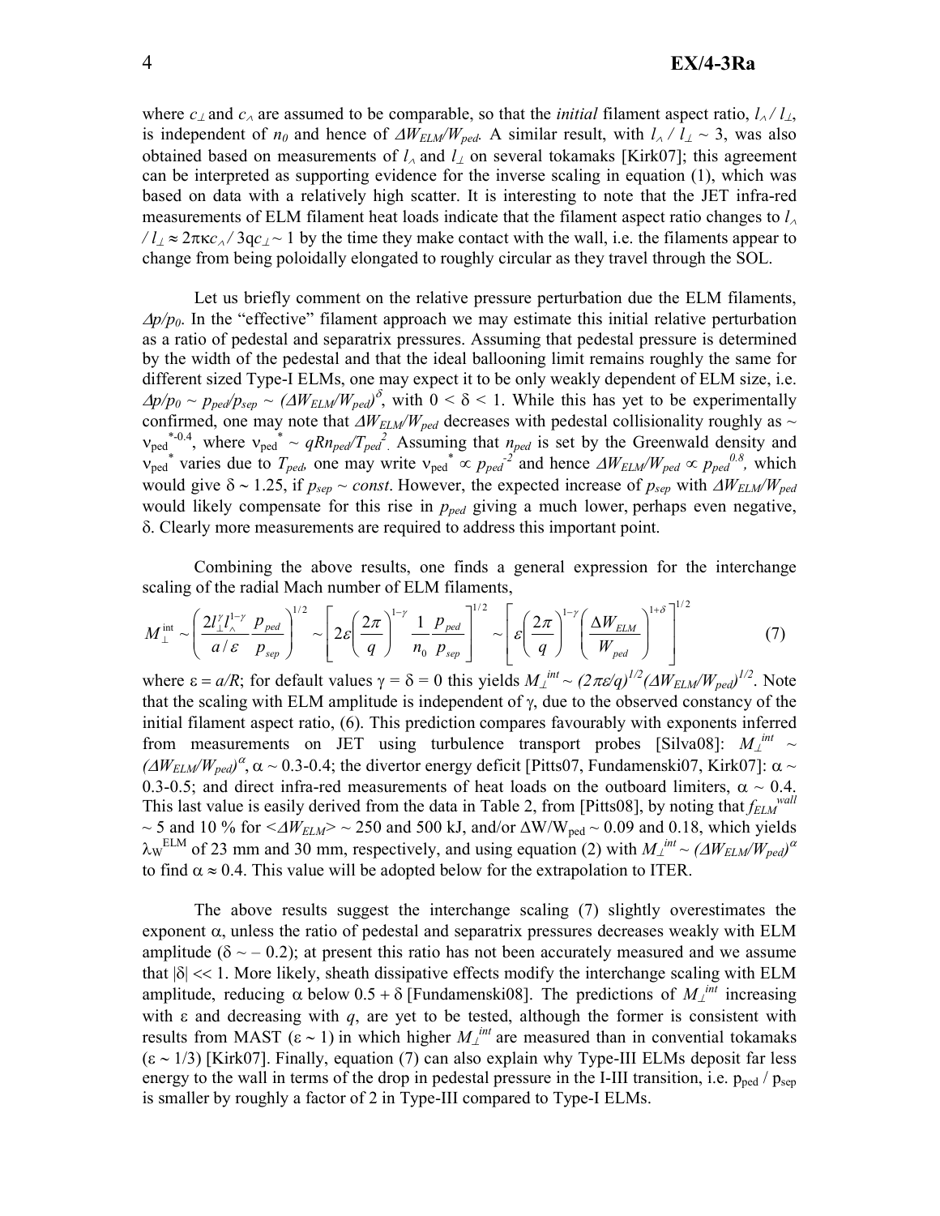where $c_\perp$ and $c_\wedge$ are assumed to be comparable, so that the *initial* filament aspect ratio, $l_\wedge / l_\perp$, is independent of $n_0$ and hence of $\Delta W_{ELM}/W_{ped}$. A similar result, with $l_\wedge / l_\perp \sim 3$, was also obtained based on measurements of $l_\wedge$ and $l_\perp$ on several tokamaks [Kirk07]; this agreement can be interpreted as supporting evidence for the inverse scaling in equation (1), which was based on data with a relatively high scatter. It is interesting to note that the JET infra-red measurements of ELM filament heat loads indicate that the filament aspect ratio changes to $l_\wedge / l_\perp \approx 2\pi\kappa c_\wedge / 3qc_\perp \sim 1$ by the time they make contact with the wall, i.e. the filaments appear to change from being poloidally elongated to roughly circular as they travel through the SOL.

Let us briefly comment on the relative pressure perturbation due the ELM filaments, $\Delta p/p_0$. In the "effective" filament approach we may estimate this initial relative perturbation as a ratio of pedestal and separatrix pressures. Assuming that pedestal pressure is determined by the width of the pedestal and that the ideal ballooning limit remains roughly the same for different sized Type-I ELMs, one may expect it to be only weakly dependent of ELM size, i.e. $\Delta p/p_0 \sim p_{ped}/p_{sep} \sim (\Delta W_{ELM}/W_{ped})^\delta$, with $0 < \delta < 1$. While this has yet to be experimentally confirmed, one may note that $\Delta W_{ELM}/W_{ped}$ decreases with pedestal collisionality roughly as $\sim \nu_{ped}^{*\,-0.4}$, where $\nu_{ped}^* \sim qRn_{ped}/T_{ped}^2$. Assuming that $n_{ped}$ is set by the Greenwald density and $\nu_{ped}^*$ varies due to $T_{ped}$, one may write $\nu_{ped}^* \propto p_{ped}^{-2}$ and hence $\Delta W_{ELM}/W_{ped} \propto p_{ped}^{0.8}$, which would give $\delta \sim 1.25$, if $p_{sep} \sim const$. However, the expected increase of $p_{sep}$ with $\Delta W_{ELM}/W_{ped}$ would likely compensate for this rise in $p_{ped}$ giving a much lower, perhaps even negative, $\delta$. Clearly more measurements are required to address this important point.

Combining the above results, one finds a general expression for the interchange scaling of the radial Mach number of ELM filaments,

$$M_\perp^{\rm int} \sim \left( \frac{2 l_\perp^\gamma l_\wedge^{1-\gamma}}{a/\varepsilon} \frac{p_{ped}}{p_{sep}} \right)^{1/2} \sim \left[ 2\varepsilon \left( \frac{2\pi}{q} \right)^{1-\gamma} \frac{1}{n_0} \frac{p_{ped}}{p_{sep}} \right]^{1/2} \sim \left[ \varepsilon \left( \frac{2\pi}{q} \right)^{1-\gamma} \left( \frac{\Delta W_{ELM}}{W_{ped}} \right)^{1+\delta} \right]^{1/2} \tag{7}$$

where $\varepsilon = a/R$; for default values $\gamma = \delta = 0$ this yields $M_\perp^{int} \sim (2\pi\varepsilon/q)^{1/2} (\Delta W_{ELM}/W_{ped})^{1/2}$. Note that the scaling with ELM amplitude is independent of $\gamma$, due to the observed constancy of the initial filament aspect ratio, (6). This prediction compares favourably with exponents inferred from measurements on JET using turbulence transport probes [Silva08]: $M_\perp^{int} \sim (\Delta W_{ELM}/W_{ped})^\alpha$, $\alpha \sim 0.3$-$0.4$; the divertor energy deficit [Pitts07, Fundamenski07, Kirk07]: $\alpha \sim 0.3$-$0.5$; and direct infra-red measurements of heat loads on the outboard limiters, $\alpha \sim 0.4$. This last value is easily derived from the data in Table 2, from [Pitts08], by noting that $f_{ELM}^{wall} \sim 5$ and 10 % for $<\Delta W_{ELM}> \sim 250$ and 500 kJ, and/or $\Delta W/W_{ped} \sim 0.09$ and 0.18, which yields $\lambda_W^{ELM}$ of 23 mm and 30 mm, respectively, and using equation (2) with $M_\perp^{int} \sim (\Delta W_{ELM}/W_{ped})^\alpha$ to find $\alpha \approx 0.4$. This value will be adopted below for the extrapolation to ITER.

The above results suggest the interchange scaling (7) slightly overestimates the exponent $\alpha$, unless the ratio of pedestal and separatrix pressures decreases weakly with ELM amplitude ($\delta \sim -0.2$); at present this ratio has not been accurately measured and we assume that $|\delta| << 1$. More likely, sheath dissipative effects modify the interchange scaling with ELM amplitude, reducing $\alpha$ below $0.5 + \delta$ [Fundamenski08]. The predictions of $M_\perp^{int}$ increasing with $\varepsilon$ and decreasing with $q$, are yet to be tested, although the former is consistent with results from MAST ($\varepsilon \sim 1$) in which higher $M_\perp^{int}$ are measured than in convential tokamaks ($\varepsilon \sim 1/3$) [Kirk07]. Finally, equation (7) can also explain why Type-III ELMs deposit far less energy to the wall in terms of the drop in pedestal pressure in the I-III transition, i.e. $p_{ped} / p_{sep}$ is smaller by roughly a factor of 2 in Type-III compared to Type-I ELMs.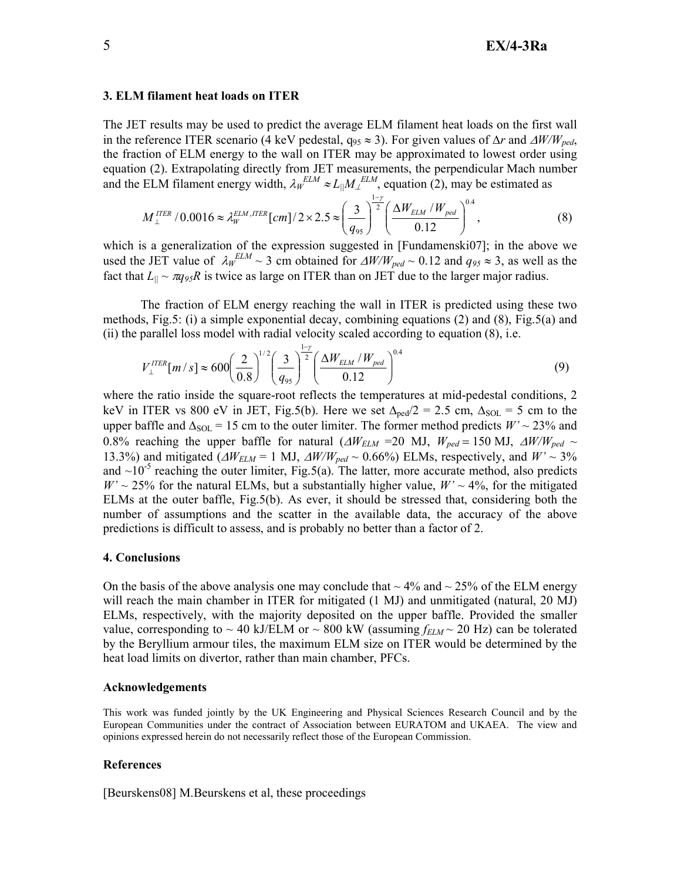### 3. ELM filament heat loads on ITER

The JET results may be used to predict the average ELM filament heat loads on the first wall in the reference ITER scenario (4 keV pedestal, $q_{95} \approx 3$). For given values of $\Delta r$ and $\Delta W/W_{ped}$, the fraction of ELM energy to the wall on ITER may be approximated to lowest order using equation (2). Extrapolating directly from JET measurements, the perpendicular Mach number and the ELM filament energy width, $\lambda_W^{ELM} \approx L_{||} M_{\perp}^{ELM}$, equation (2), may be estimated as

$$M_{\perp}^{ITER}/0.0016 \approx \lambda_W^{ELM,ITER}[cm]/2 \times 2.5 \approx \left(\frac{3}{q_{95}}\right)^{\frac{1-\gamma}{2}} \left(\frac{\Delta W_{ELM}/W_{ped}}{0.12}\right)^{0.4}, \tag{8}$$

which is a generalization of the expression suggested in [Fundamenski07]; in the above we used the JET value of $\lambda_W^{ELM} \sim 3$ cm obtained for $\Delta W/W_{ped} \sim 0.12$ and $q_{95} \approx 3$, as well as the fact that $L_{||} \sim \pi q_{95} R$ is twice as large on ITER than on JET due to the larger major radius.

The fraction of ELM energy reaching the wall in ITER is predicted using these two methods, Fig.5: (i) a simple exponential decay, combining equations (2) and (8), Fig.5(a) and (ii) the parallel loss model with radial velocity scaled according to equation (8), i.e.

$$V_{\perp}^{ITER}[m/s] \approx 600 \left(\frac{2}{0.8}\right)^{1/2} \left(\frac{3}{q_{95}}\right)^{\frac{1-\gamma}{2}} \left(\frac{\Delta W_{ELM}/W_{ped}}{0.12}\right)^{0.4} \tag{9}$$

where the ratio inside the square-root reflects the temperatures at mid-pedestal conditions, 2 keV in ITER vs 800 eV in JET, Fig.5(b). Here we set $\Delta_{ped}/2 = 2.5$ cm, $\Delta_{SOL} = 5$ cm to the upper baffle and $\Delta_{SOL} = 15$ cm to the outer limiter. The former method predicts $W' \sim 23\%$ and 0.8% reaching the upper baffle for natural ($\Delta W_{ELM} = 20$ MJ, $W_{ped} = 150$ MJ, $\Delta W/W_{ped} \sim 13.3\%$) and mitigated ($\Delta W_{ELM} = 1$ MJ, $\Delta W/W_{ped} \sim 0.66\%$) ELMs, respectively, and $W' \sim 3\%$ and $\sim 10^{-5}$ reaching the outer limiter, Fig.5(a). The latter, more accurate method, also predicts $W' \sim 25\%$ for the natural ELMs, but a substantially higher value, $W' \sim 4\%$, for the mitigated ELMs at the outer baffle, Fig.5(b). As ever, it should be stressed that, considering both the number of assumptions and the scatter in the available data, the accuracy of the above predictions is difficult to assess, and is probably no better than a factor of 2.

### 4. Conclusions

On the basis of the above analysis one may conclude that ~ 4% and ~ 25% of the ELM energy will reach the main chamber in ITER for mitigated (1 MJ) and unmitigated (natural, 20 MJ) ELMs, respectively, with the majority deposited on the upper baffle. Provided the smaller value, corresponding to ~ 40 kJ/ELM or ~ 800 kW (assuming $f_{ELM} \sim 20$ Hz) can be tolerated by the Beryllium armour tiles, the maximum ELM size on ITER would be determined by the heat load limits on divertor, rather than main chamber, PFCs.

### Acknowledgements

This work was funded jointly by the UK Engineering and Physical Sciences Research Council and by the European Communities under the contract of Association between EURATOM and UKAEA. The view and opinions expressed herein do not necessarily reflect those of the European Commission.

### References

[Beurskens08] M.Beurskens et al, these proceedings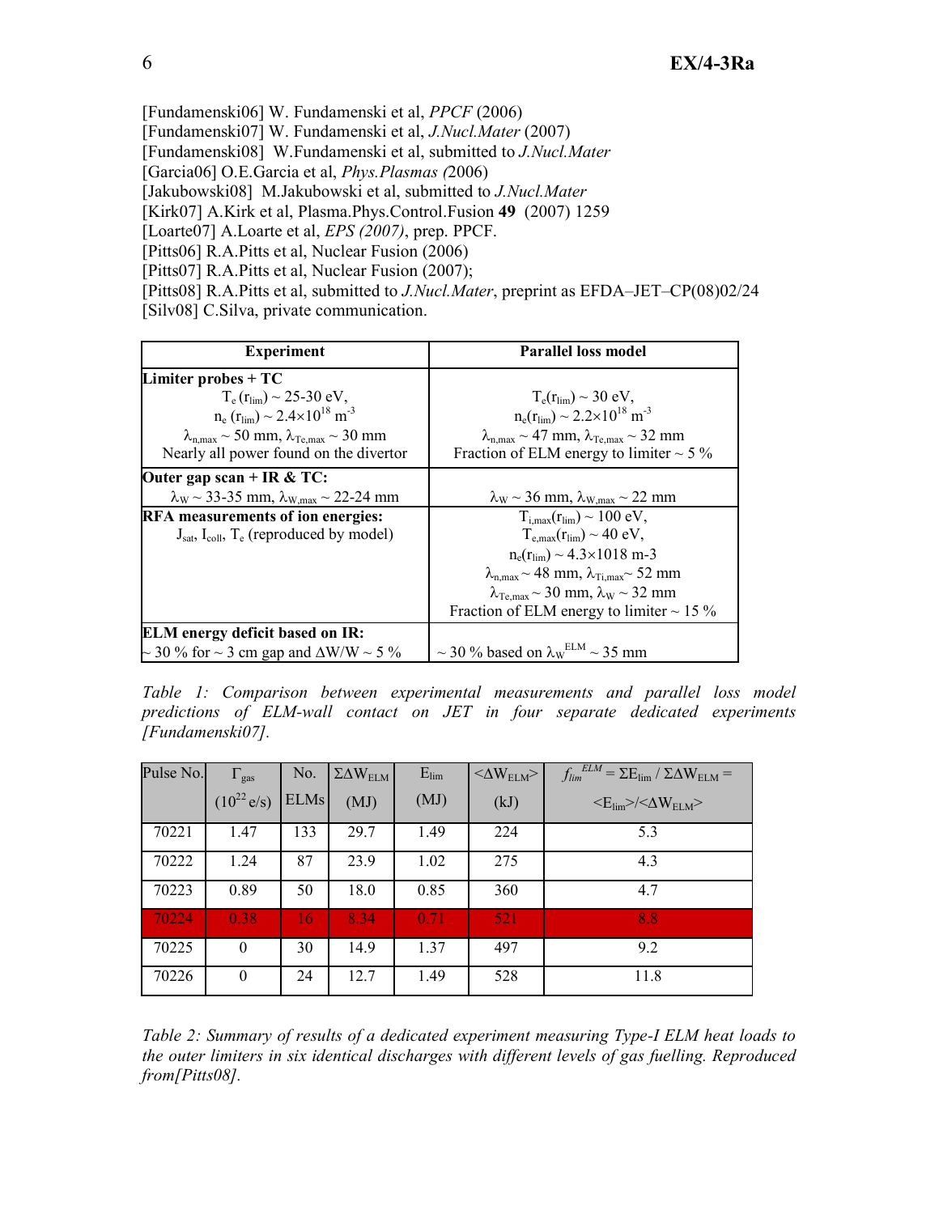[Fundamenski06] W. Fundamenski et al, *PPCF* (2006)
[Fundamenski07] W. Fundamenski et al, *J.Nucl.Mater* (2007)
[Fundamenski08] W.Fundamenski et al, submitted to *J.Nucl.Mater*
[Garcia06] O.E.Garcia et al, *Phys.Plasmas (*2006)
[Jakubowski08] M.Jakubowski et al, submitted to *J.Nucl.Mater*
[Kirk07] A.Kirk et al, Plasma.Phys.Control.Fusion **49** (2007) 1259
[Loarte07] A.Loarte et al, *EPS (2007)*, prep. PPCF.
[Pitts06] R.A.Pitts et al, Nuclear Fusion (2006)
[Pitts07] R.A.Pitts et al, Nuclear Fusion (2007);
[Pitts08] R.A.Pitts et al, submitted to *J.Nucl.Mater*, preprint as EFDA–JET–CP(08)02/24
[Silv08] C.Silva, private communication.

| Experiment | Parallel loss model |
|---|---|
| **Limiter probes + TC**<br>$T_e\,(r_{lim}) \sim 25\text{-}30$ eV,<br>$n_e\,(r_{lim}) \sim 2.4\times10^{18}$ m$^{-3}$<br>$\lambda_{n,max} \sim 50$ mm, $\lambda_{Te,max} \sim 30$ mm<br>Nearly all power found on the divertor | $T_e(r_{lim}) \sim 30$ eV,<br>$n_e(r_{lim}) \sim 2.2\times10^{18}$ m$^{-3}$<br>$\lambda_{n,max} \sim 47$ mm, $\lambda_{Te,max} \sim 32$ mm<br>Fraction of ELM energy to limiter ~ 5 % |
| **Outer gap scan + IR & TC:**<br>$\lambda_W \sim 33\text{-}35$ mm, $\lambda_{W,max} \sim 22\text{-}24$ mm | $\lambda_W \sim 36$ mm, $\lambda_{W,max} \sim 22$ mm |
| **RFA measurements of ion energies:**<br>$J_{sat}$, $I_{coll}$, $T_e$ (reproduced by model) | $T_{i,max}(r_{lim}) \sim 100$ eV,<br>$T_{e,max}(r_{lim}) \sim 40$ eV,<br>$n_e(r_{lim}) \sim 4.3\times1018$ m-3<br>$\lambda_{n,max} \sim 48$ mm, $\lambda_{Ti,max} \sim 52$ mm<br>$\lambda_{Te,max} \sim 30$ mm, $\lambda_W \sim 32$ mm<br>Fraction of ELM energy to limiter ~ 15 % |
| **ELM energy deficit based on IR:**<br>~ 30 % for ~ 3 cm gap and $\Delta W/W \sim 5$ % | ~ 30 % based on $\lambda_W^{ELM} \sim 35$ mm |

*Table 1: Comparison between experimental measurements and parallel loss model predictions of ELM-wall contact on JET in four separate dedicated experiments [Fundamenski07].*

| Pulse No. | $\Gamma_{gas}$ ($10^{22}$ e/s) | No. ELMs | $\Sigma\Delta W_{ELM}$ (MJ) | $E_{lim}$ (MJ) | $\langle\Delta W_{ELM}\rangle$ (kJ) | $f_{lim}^{ELM} = \Sigma E_{lim} / \Sigma\Delta W_{ELM} = \langle E_{lim}\rangle/\langle\Delta W_{ELM}\rangle$ |
|---|---|---|---|---|---|---|
| 70221 | 1.47 | 133 | 29.7 | 1.49 | 224 | 5.3 |
| 70222 | 1.24 | 87 | 23.9 | 1.02 | 275 | 4.3 |
| 70223 | 0.89 | 50 | 18.0 | 0.85 | 360 | 4.7 |
| 70224 | 0.38 | 16 | 8.34 | 0.71 | 521 | 8.8 |
| 70225 | 0 | 30 | 14.9 | 1.37 | 497 | 9.2 |
| 70226 | 0 | 24 | 12.7 | 1.49 | 528 | 11.8 |

*Table 2: Summary of results of a dedicated experiment measuring Type-I ELM heat loads to the outer limiters in six identical discharges with different levels of gas fuelling. Reproduced from[Pitts08].*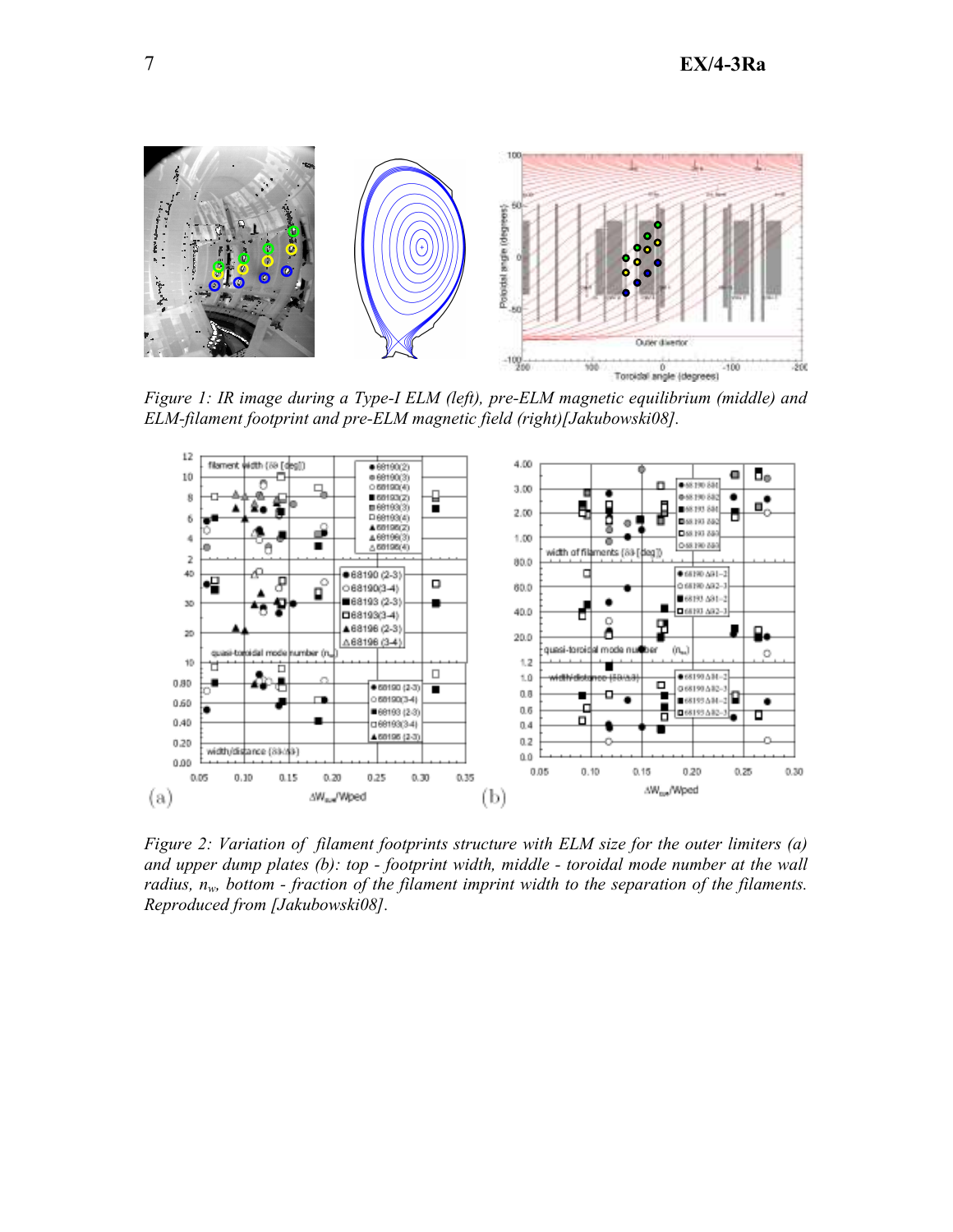*Figure 1: IR image during a Type-I ELM (left), pre-ELM magnetic equilibrium (middle) and ELM-filament footprint and pre-ELM magnetic field (right)[Jakubowski08].*

*Figure 2: Variation of filament footprints structure with ELM size for the outer limiters (a) and upper dump plates (b): top - footprint width, middle - toroidal mode number at the wall radius, $n_w$, bottom - fraction of the filament imprint width to the separation of the filaments. Reproduced from [Jakubowski08].*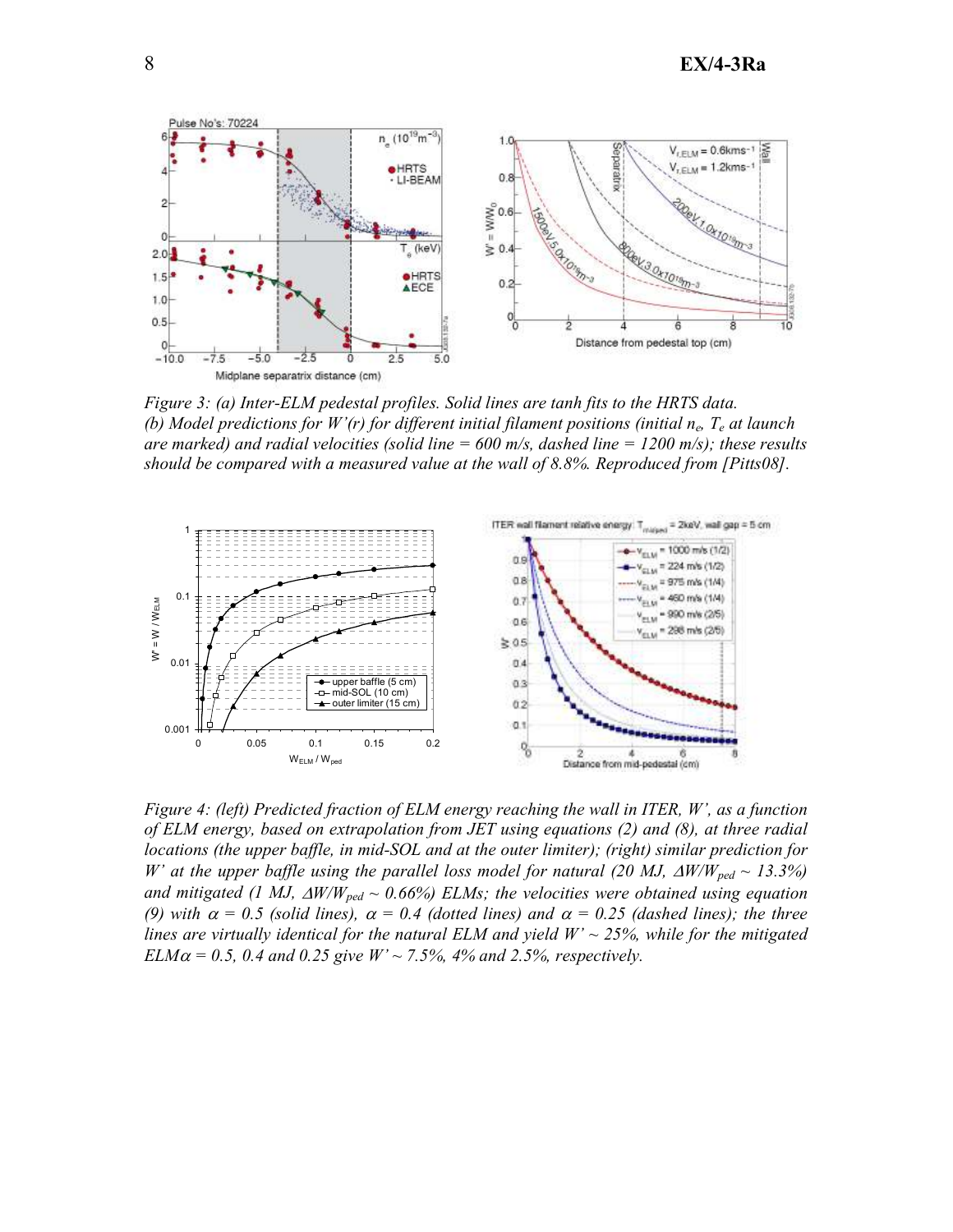Pulse No's: 70224

$n_e$ ($10^{19}$m$^{-3}$)

HRTS
LI-BEAM

$T_e$ (keV)

HRTS
ECE

Midplane separatrix distance (cm)

$V_{r,ELM}$ = 0.6kms$^{-1}$
$V_{r,ELM}$ = 1.2kms$^{-1}$

Separatrix

Wall

200eV,1.0x10$^{19}$m$^{-3}$

800eV,3.0x10$^{19}$m$^{-3}$

1500eV,5.0x10$^{19}$m$^{-3}$

$W' = W/W_0$

Distance from pedestal top (cm)

*Figure 3: (a) Inter-ELM pedestal profiles. Solid lines are tanh fits to the HRTS data. (b) Model predictions for W'(r) for different initial filament positions (initial $n_e$, $T_e$ at launch are marked) and radial velocities (solid line = 600 m/s, dashed line = 1200 m/s); these results should be compared with a measured value at the wall of 8.8%. Reproduced from [Pitts08].*

$W' = W / W_{ELM}$

$W_{ELM} / W_{ped}$

upper baffle (5 cm)
mid-SOL (10 cm)
outer limiter (15 cm)

ITER wall filament relative energy: $T_{midped}$ = 2keV, wall gap = 5 cm

$V_{ELM}$ = 1000 m/s (1/2)
$V_{ELM}$ = 224 m/s (1/2)
$V_{ELM}$ = 975 m/s (1/4)
$V_{ELM}$ = 460 m/s (1/4)
$V_{ELM}$ = 990 m/s (2/5)
$V_{ELM}$ = 298 m/s (2/5)

W'

Distance from mid-pedestal (cm)

*Figure 4: (left) Predicted fraction of ELM energy reaching the wall in ITER, W', as a function of ELM energy, based on extrapolation from JET using equations (2) and (8), at three radial locations (the upper baffle, in mid-SOL and at the outer limiter); (right) similar prediction for W' at the upper baffle using the parallel loss model for natural (20 MJ, $\Delta W/W_{ped}$ ~ 13.3%) and mitigated (1 MJ, $\Delta W/W_{ped}$ ~ 0.66%) ELMs; the velocities were obtained using equation (9) with $\alpha$ = 0.5 (solid lines), $\alpha$ = 0.4 (dotted lines) and $\alpha$ = 0.25 (dashed lines); the three lines are virtually identical for the natural ELM and yield W' ~ 25%, while for the mitigated ELM $\alpha$ = 0.5, 0.4 and 0.25 give W' ~ 7.5%, 4% and 2.5%, respectively.*